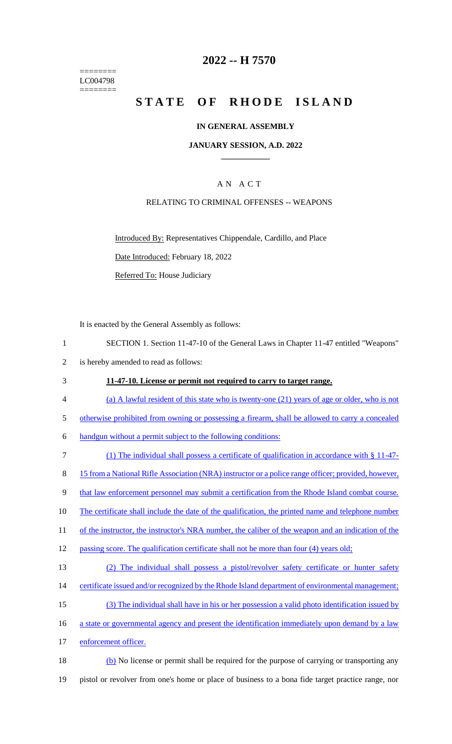========
LC004798
========

# 2022 -- H 7570

# STATE OF RHODE ISLAND

## IN GENERAL ASSEMBLY

### JANUARY SESSION, A.D. 2022

---

A N A C T

RELATING TO CRIMINAL OFFENSES -- WEAPONS

Introduced By: Representatives Chippendale, Cardillo, and Place

Date Introduced: February 18, 2022

Referred To: House Judiciary

It is enacted by the General Assembly as follows:

1 SECTION 1. Section 11-47-10 of the General Laws in Chapter 11-47 entitled "Weapons"
2 is hereby amended to read as follows:

3 **11-47-10. License or permit not required to carry to target range.**

4 (a) A lawful resident of this state who is twenty-one (21) years of age or older, who is not
5 otherwise prohibited from owning or possessing a firearm, shall be allowed to carry a concealed
6 handgun without a permit subject to the following conditions:

7 (1) The individual shall possess a certificate of qualification in accordance with § 11-47-
8 15 from a National Rifle Association (NRA) instructor or a police range officer; provided, however,
9 that law enforcement personnel may submit a certification from the Rhode Island combat course.
10 The certificate shall include the date of the qualification, the printed name and telephone number
11 of the instructor, the instructor's NRA number, the caliber of the weapon and an indication of the
12 passing score. The qualification certificate shall not be more than four (4) years old;

13 (2) The individual shall possess a pistol/revolver safety certificate or hunter safety
14 certificate issued and/or recognized by the Rhode Island department of environmental management;

15 (3) The individual shall have in his or her possession a valid photo identification issued by
16 a state or governmental agency and present the identification immediately upon demand by a law
17 enforcement officer.

18 (b) No license or permit shall be required for the purpose of carrying or transporting any
19 pistol or revolver from one's home or place of business to a bona fide target practice range, nor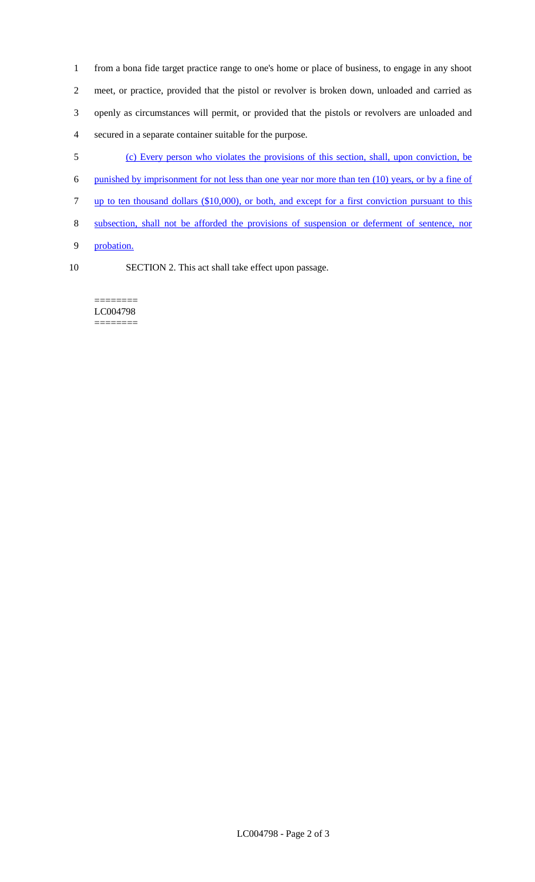from a bona fide target practice range to one's home or place of business, to engage in any shoot meet, or practice, provided that the pistol or revolver is broken down, unloaded and carried as openly as circumstances will permit, or provided that the pistols or revolvers are unloaded and secured in a separate container suitable for the purpose.

(c) Every person who violates the provisions of this section, shall, upon conviction, be punished by imprisonment for not less than one year nor more than ten (10) years, or by a fine of up to ten thousand dollars ($10,000), or both, and except for a first conviction pursuant to this subsection, shall not be afforded the provisions of suspension or deferment of sentence, nor probation.

SECTION 2. This act shall take effect upon passage.

========
LC004798
========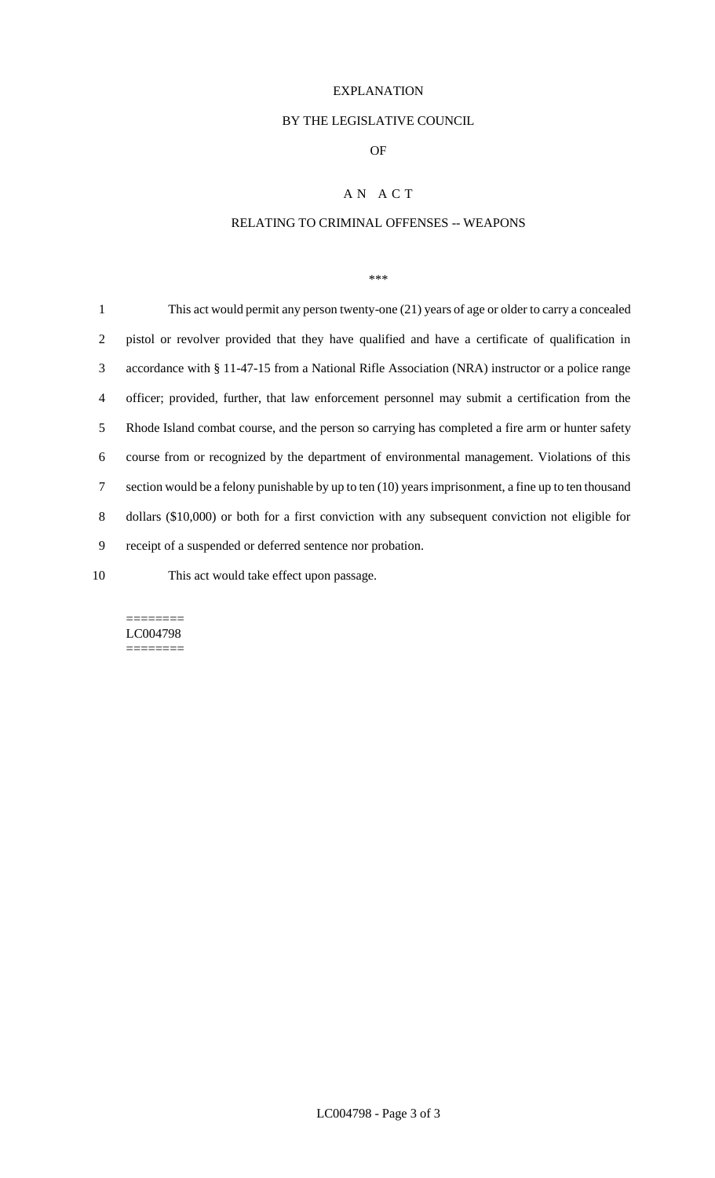EXPLANATION

BY THE LEGISLATIVE COUNCIL

OF

A N A C T

RELATING TO CRIMINAL OFFENSES -- WEAPONS

\*\*\*

This act would permit any person twenty-one (21) years of age or older to carry a concealed pistol or revolver provided that they have qualified and have a certificate of qualification in accordance with § 11-47-15 from a National Rifle Association (NRA) instructor or a police range officer; provided, further, that law enforcement personnel may submit a certification from the Rhode Island combat course, and the person so carrying has completed a fire arm or hunter safety course from or recognized by the department of environmental management. Violations of this section would be a felony punishable by up to ten (10) years imprisonment, a fine up to ten thousand dollars ($10,000) or both for a first conviction with any subsequent conviction not eligible for receipt of a suspended or deferred sentence nor probation.

This act would take effect upon passage.

========
LC004798
========